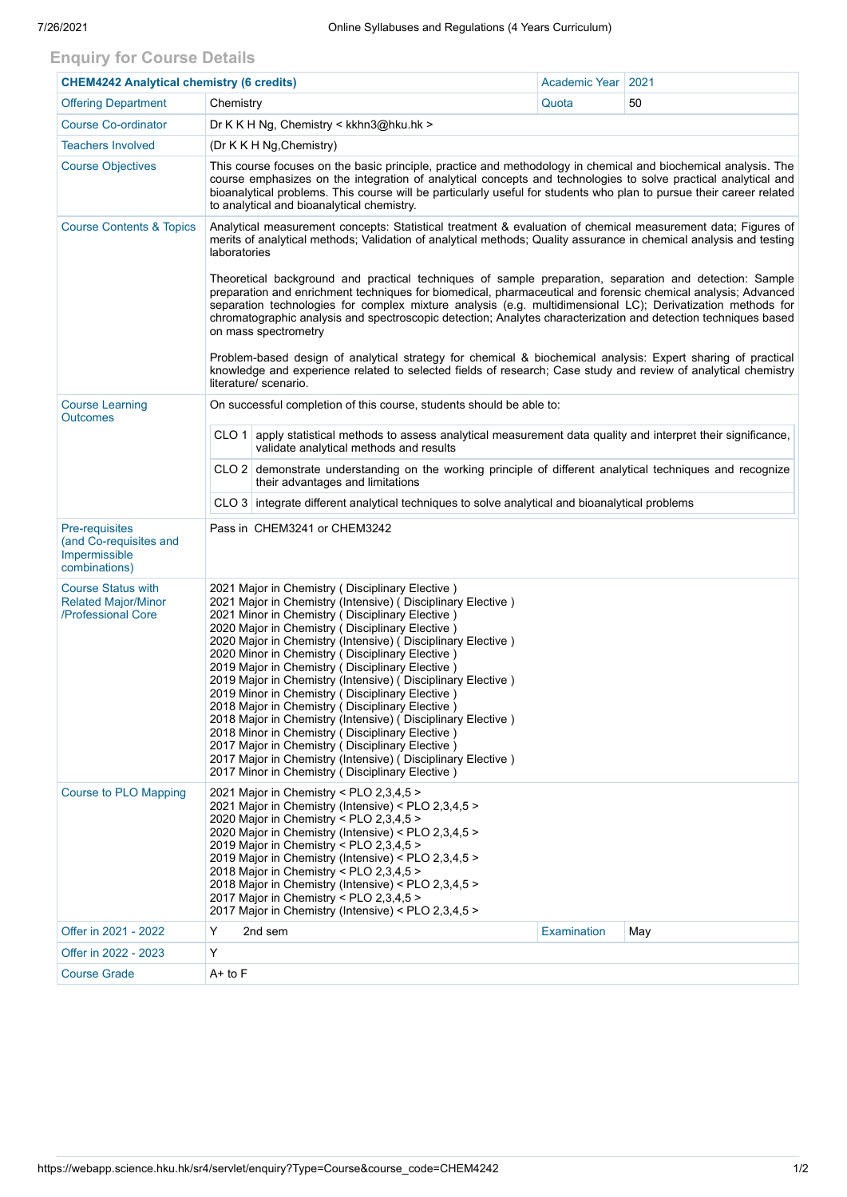## Enquiry for Course Details

| **CHEM4242 Analytical chemistry (6 credits)** | | Academic Year | 2021 |
|---|---|---|---|
| Offering Department | Chemistry | Quota | 50 |
| Course Co-ordinator | Dr K K H Ng, Chemistry < kkhn3@hku.hk > | | |
| Teachers Involved | (Dr K K H Ng,Chemistry) | | |
| Course Objectives | This course focuses on the basic principle, practice and methodology in chemical and biochemical analysis. The course emphasizes on the integration of analytical concepts and technologies to solve practical analytical and bioanalytical problems. This course will be particularly useful for students who plan to pursue their career related to analytical and bioanalytical chemistry. | | |
| Course Contents & Topics | Analytical measurement concepts: Statistical treatment & evaluation of chemical measurement data; Figures of merits of analytical methods; Validation of analytical methods; Quality assurance in chemical analysis and testing laboratories<br><br>Theoretical background and practical techniques of sample preparation, separation and detection: Sample preparation and enrichment techniques for biomedical, pharmaceutical and forensic chemical analysis; Advanced separation technologies for complex mixture analysis (e.g. multidimensional LC); Derivatization methods for chromatographic analysis and spectroscopic detection; Analytes characterization and detection techniques based on mass spectrometry<br><br>Problem-based design of analytical strategy for chemical & biochemical analysis: Expert sharing of practical knowledge and experience related to selected fields of research; Case study and review of analytical chemistry literature/ scenario. | | |
| Course Learning Outcomes | On successful completion of this course, students should be able to:<br><br>CLO 1 apply statistical methods to assess analytical measurement data quality and interpret their significance, validate analytical methods and results<br><br>CLO 2 demonstrate understanding on the working principle of different analytical techniques and recognize their advantages and limitations<br><br>CLO 3 integrate different analytical techniques to solve analytical and bioanalytical problems | | |
| Pre-requisites (and Co-requisites and Impermissible combinations) | Pass in CHEM3241 or CHEM3242 | | |
| Course Status with Related Major/Minor /Professional Core | 2021 Major in Chemistry ( Disciplinary Elective )<br>2021 Major in Chemistry (Intensive) ( Disciplinary Elective )<br>2021 Minor in Chemistry ( Disciplinary Elective )<br>2020 Major in Chemistry ( Disciplinary Elective )<br>2020 Major in Chemistry (Intensive) ( Disciplinary Elective )<br>2020 Minor in Chemistry ( Disciplinary Elective )<br>2019 Major in Chemistry ( Disciplinary Elective )<br>2019 Major in Chemistry (Intensive) ( Disciplinary Elective )<br>2019 Minor in Chemistry ( Disciplinary Elective )<br>2018 Major in Chemistry ( Disciplinary Elective )<br>2018 Major in Chemistry (Intensive) ( Disciplinary Elective )<br>2018 Minor in Chemistry ( Disciplinary Elective )<br>2017 Major in Chemistry ( Disciplinary Elective )<br>2017 Major in Chemistry (Intensive) ( Disciplinary Elective )<br>2017 Minor in Chemistry ( Disciplinary Elective ) | | |
| Course to PLO Mapping | 2021 Major in Chemistry < PLO 2,3,4,5 ><br>2021 Major in Chemistry (Intensive) < PLO 2,3,4,5 ><br>2020 Major in Chemistry < PLO 2,3,4,5 ><br>2020 Major in Chemistry (Intensive) < PLO 2,3,4,5 ><br>2019 Major in Chemistry < PLO 2,3,4,5 ><br>2019 Major in Chemistry (Intensive) < PLO 2,3,4,5 ><br>2018 Major in Chemistry < PLO 2,3,4,5 ><br>2018 Major in Chemistry (Intensive) < PLO 2,3,4,5 ><br>2017 Major in Chemistry < PLO 2,3,4,5 ><br>2017 Major in Chemistry (Intensive) < PLO 2,3,4,5 > | | |
| Offer in 2021 - 2022 | Y 2nd sem | Examination | May |
| Offer in 2022 - 2023 | Y | | |
| Course Grade | A+ to F | | |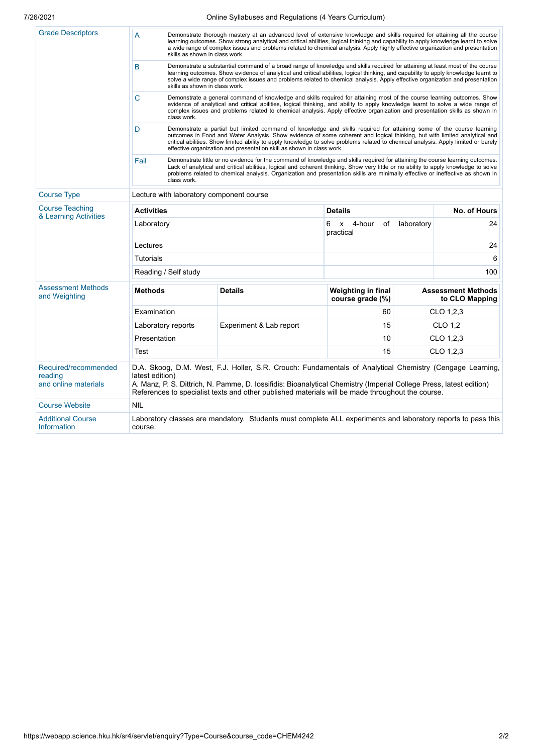| | | |
|---|---|---|
| Grade Descriptors | A | Demonstrate thorough mastery at an advanced level of extensive knowledge and skills required for attaining all the course learning outcomes. Show strong analytical and critical abilities, logical thinking and capability to apply knowledge learnt to solve a wide range of complex issues and problems related to chemical analysis. Apply highly effective organization and presentation skills as shown in class work. |
| | B | Demonstrate a substantial command of a broad range of knowledge and skills required for attaining at least most of the course learning outcomes. Show evidence of analytical and critical abilities, logical thinking, and capability to apply knowledge learnt to solve a wide range of complex issues and problems related to chemical analysis. Apply effective organization and presentation skills as shown in class work. |
| | C | Demonstrate a general command of knowledge and skills required for attaining most of the course learning outcomes. Show evidence of analytical and critical abilities, logical thinking, and ability to apply knowledge learnt to solve a wide range of complex issues and problems related to chemical analysis. Apply effective organization and presentation skills as shown in class work. |
| | D | Demonstrate a partial but limited command of knowledge and skills required for attaining some of the course learning outcomes in Food and Water Analysis. Show evidence of some coherent and logical thinking, but with limited analytical and critical abilities. Show limited ability to apply knowledge to solve problems related to chemical analysis. Apply limited or barely effective organization and presentation skill as shown in class work. |
| | Fail | Demonstrate little or no evidence for the command of knowledge and skills required for attaining the course learning outcomes. Lack of analytical and critical abilities, logical and coherent thinking. Show very little or no ability to apply knowledge to solve problems related to chemical analysis. Organization and presentation skills are minimally effective or ineffective as shown in class work. |

**Course Type**

Lecture with laboratory component course

**Course Teaching & Learning Activities**

| Activities | Details | No. of Hours |
|---|---|---|
| Laboratory | 6 x 4-hour of laboratory practical | 24 |
| Lectures | | 24 |
| Tutorials | | 6 |
| Reading / Self study | | 100 |

**Assessment Methods and Weighting**

| Methods | Details | Weighting in final course grade (%) | Assessment Methods to CLO Mapping |
|---|---|---|---|
| Examination | | 60 | CLO 1,2,3 |
| Laboratory reports | Experiment & Lab report | 15 | CLO 1,2 |
| Presentation | | 10 | CLO 1,2,3 |
| Test | | 15 | CLO 1,2,3 |

**Required/recommended reading and online materials**

D.A. Skoog, D.M. West, F.J. Holler, S.R. Crouch: Fundamentals of Analytical Chemistry (Cengage Learning, latest edition)
A. Manz, P. S. Dittrich, N. Pamme, D. Iossifidis: Bioanalytical Chemistry (Imperial College Press, latest edition)
References to specialist texts and other published materials will be made throughout the course.

**Course Website**

NIL

**Additional Course Information**

Laboratory classes are mandatory. Students must complete ALL experiments and laboratory reports to pass this course.